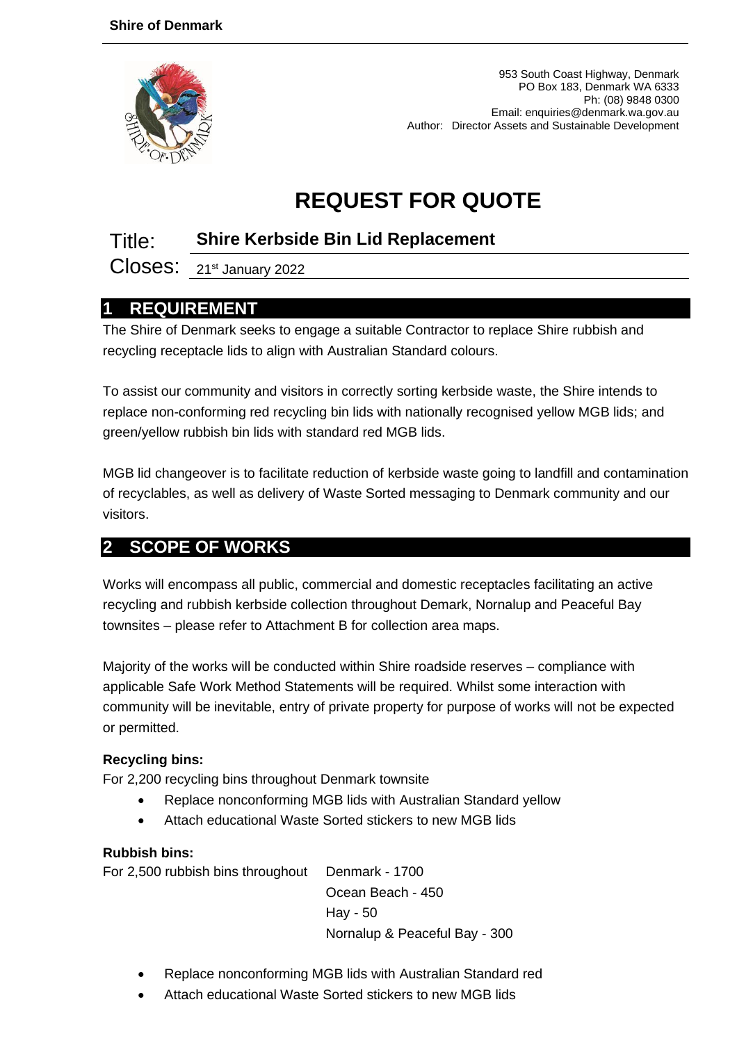**Shire of Denmark**

953 South Coast Highway, Denmark
PO Box 183, Denmark WA 6333
Ph: (08) 9848 0300
Email: enquiries@denmark.wa.gov.au
Author: Director Assets and Sustainable Development

# REQUEST FOR QUOTE

Title: **Shire Kerbside Bin Lid Replacement**

Closes: 21st January 2022

## 1 REQUIREMENT

The Shire of Denmark seeks to engage a suitable Contractor to replace Shire rubbish and recycling receptacle lids to align with Australian Standard colours.

To assist our community and visitors in correctly sorting kerbside waste, the Shire intends to replace non-conforming red recycling bin lids with nationally recognised yellow MGB lids; and green/yellow rubbish bin lids with standard red MGB lids.

MGB lid changeover is to facilitate reduction of kerbside waste going to landfill and contamination of recyclables, as well as delivery of Waste Sorted messaging to Denmark community and our visitors.

## 2 SCOPE OF WORKS

Works will encompass all public, commercial and domestic receptacles facilitating an active recycling and rubbish kerbside collection throughout Demark, Nornalup and Peaceful Bay townsites – please refer to Attachment B for collection area maps.

Majority of the works will be conducted within Shire roadside reserves – compliance with applicable Safe Work Method Statements will be required. Whilst some interaction with community will be inevitable, entry of private property for purpose of works will not be expected or permitted.

**Recycling bins:**

For 2,200 recycling bins throughout Denmark townsite

- Replace nonconforming MGB lids with Australian Standard yellow
- Attach educational Waste Sorted stickers to new MGB lids

**Rubbish bins:**

For 2,500 rubbish bins throughout

Denmark - 1700
Ocean Beach - 450
Hay - 50
Nornalup & Peaceful Bay - 300

- Replace nonconforming MGB lids with Australian Standard red
- Attach educational Waste Sorted stickers to new MGB lids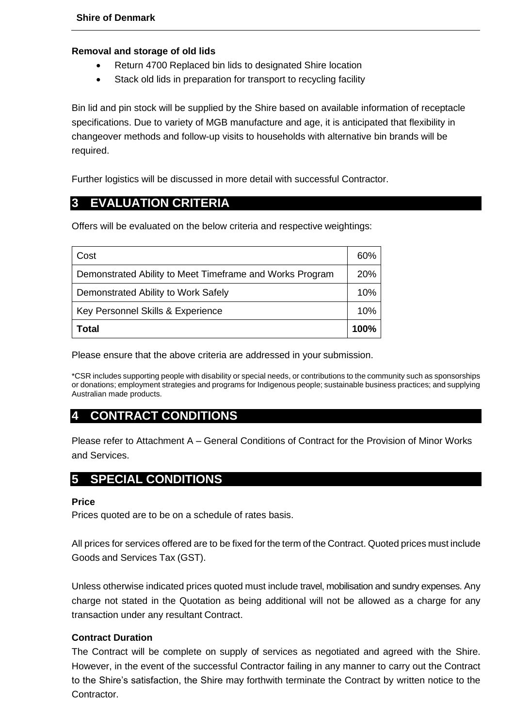**Removal and storage of old lids**

- Return 4700 Replaced bin lids to designated Shire location
- Stack old lids in preparation for transport to recycling facility

Bin lid and pin stock will be supplied by the Shire based on available information of receptacle specifications. Due to variety of MGB manufacture and age, it is anticipated that flexibility in changeover methods and follow-up visits to households with alternative bin brands will be required.

Further logistics will be discussed in more detail with successful Contractor.

## 3 EVALUATION CRITERIA

Offers will be evaluated on the below criteria and respective weightings:

| | |
|---|---|
| Cost | 60% |
| Demonstrated Ability to Meet Timeframe and Works Program | 20% |
| Demonstrated Ability to Work Safely | 10% |
| Key Personnel Skills & Experience | 10% |
| **Total** | **100%** |

Please ensure that the above criteria are addressed in your submission.

*CSR includes supporting people with disability or special needs, or contributions to the community such as sponsorships or donations; employment strategies and programs for Indigenous people; sustainable business practices; and supplying Australian made products.

## 4 CONTRACT CONDITIONS

Please refer to Attachment A – General Conditions of Contract for the Provision of Minor Works and Services.

## 5 SPECIAL CONDITIONS

**Price**

Prices quoted are to be on a schedule of rates basis.

All prices for services offered are to be fixed for the term of the Contract. Quoted prices must include Goods and Services Tax (GST).

Unless otherwise indicated prices quoted must include travel, mobilisation and sundry expenses. Any charge not stated in the Quotation as being additional will not be allowed as a charge for any transaction under any resultant Contract.

**Contract Duration**

The Contract will be complete on supply of services as negotiated and agreed with the Shire. However, in the event of the successful Contractor failing in any manner to carry out the Contract to the Shire's satisfaction, the Shire may forthwith terminate the Contract by written notice to the Contractor.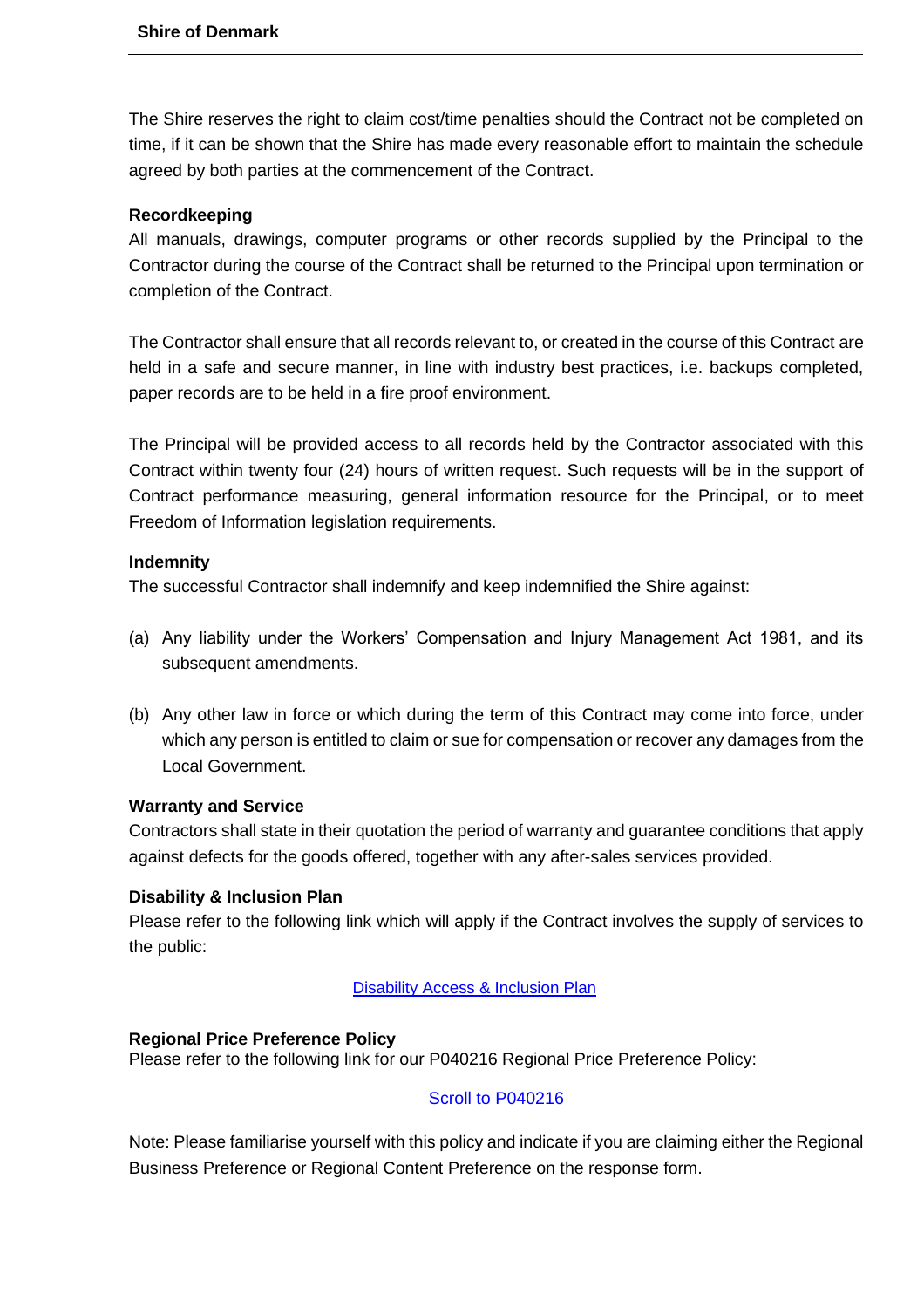The Shire reserves the right to claim cost/time penalties should the Contract not be completed on time, if it can be shown that the Shire has made every reasonable effort to maintain the schedule agreed by both parties at the commencement of the Contract.

**Recordkeeping**

All manuals, drawings, computer programs or other records supplied by the Principal to the Contractor during the course of the Contract shall be returned to the Principal upon termination or completion of the Contract.

The Contractor shall ensure that all records relevant to, or created in the course of this Contract are held in a safe and secure manner, in line with industry best practices, i.e. backups completed, paper records are to be held in a fire proof environment.

The Principal will be provided access to all records held by the Contractor associated with this Contract within twenty four (24) hours of written request. Such requests will be in the support of Contract performance measuring, general information resource for the Principal, or to meet Freedom of Information legislation requirements.

**Indemnity**

The successful Contractor shall indemnify and keep indemnified the Shire against:

(a) Any liability under the Workers' Compensation and Injury Management Act 1981, and its subsequent amendments.

(b) Any other law in force or which during the term of this Contract may come into force, under which any person is entitled to claim or sue for compensation or recover any damages from the Local Government.

**Warranty and Service**

Contractors shall state in their quotation the period of warranty and guarantee conditions that apply against defects for the goods offered, together with any after-sales services provided.

**Disability & Inclusion Plan**

Please refer to the following link which will apply if the Contract involves the supply of services to the public:

Disability Access & Inclusion Plan

**Regional Price Preference Policy**

Please refer to the following link for our P040216 Regional Price Preference Policy:

Scroll to P040216

Note: Please familiarise yourself with this policy and indicate if you are claiming either the Regional Business Preference or Regional Content Preference on the response form.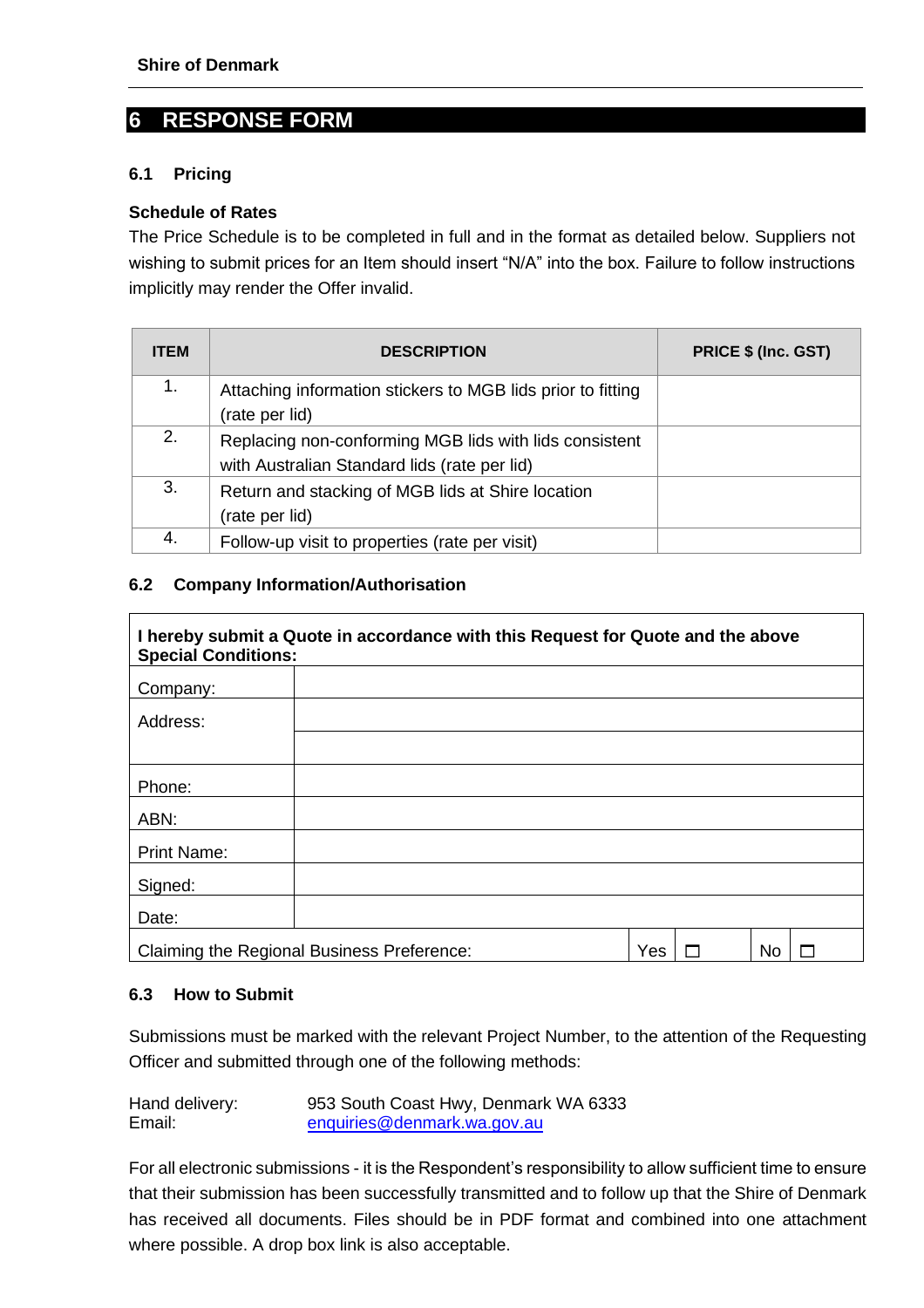# 6 RESPONSE FORM

### 6.1 Pricing

**Schedule of Rates**

The Price Schedule is to be completed in full and in the format as detailed below. Suppliers not wishing to submit prices for an Item should insert "N/A" into the box. Failure to follow instructions implicitly may render the Offer invalid.

| ITEM | DESCRIPTION | PRICE $ (Inc. GST) |
|---|---|---|
| 1. | Attaching information stickers to MGB lids prior to fitting (rate per lid) | |
| 2. | Replacing non-conforming MGB lids with lids consistent with Australian Standard lids (rate per lid) | |
| 3. | Return and stacking of MGB lids at Shire location (rate per lid) | |
| 4. | Follow-up visit to properties (rate per visit) | |

### 6.2 Company Information/Authorisation

| **I hereby submit a Quote in accordance with this Request for Quote and the above Special Conditions:** | | | | | |
|---|---|---|---|---|---|
| Company: | | | | | |
| Address: | | | | | |
| | | | | | |
| Phone: | | | | | |
| ABN: | | | | | |
| Print Name: | | | | | |
| Signed: | | | | | |
| Date: | | | | | |
| Claiming the Regional Business Preference: | | Yes | ☐ | No | ☐ |

### 6.3 How to Submit

Submissions must be marked with the relevant Project Number, to the attention of the Requesting Officer and submitted through one of the following methods:

Hand delivery: 953 South Coast Hwy, Denmark WA 6333
Email: enquiries@denmark.wa.gov.au

For all electronic submissions - it is the Respondent's responsibility to allow sufficient time to ensure that their submission has been successfully transmitted and to follow up that the Shire of Denmark has received all documents. Files should be in PDF format and combined into one attachment where possible. A drop box link is also acceptable.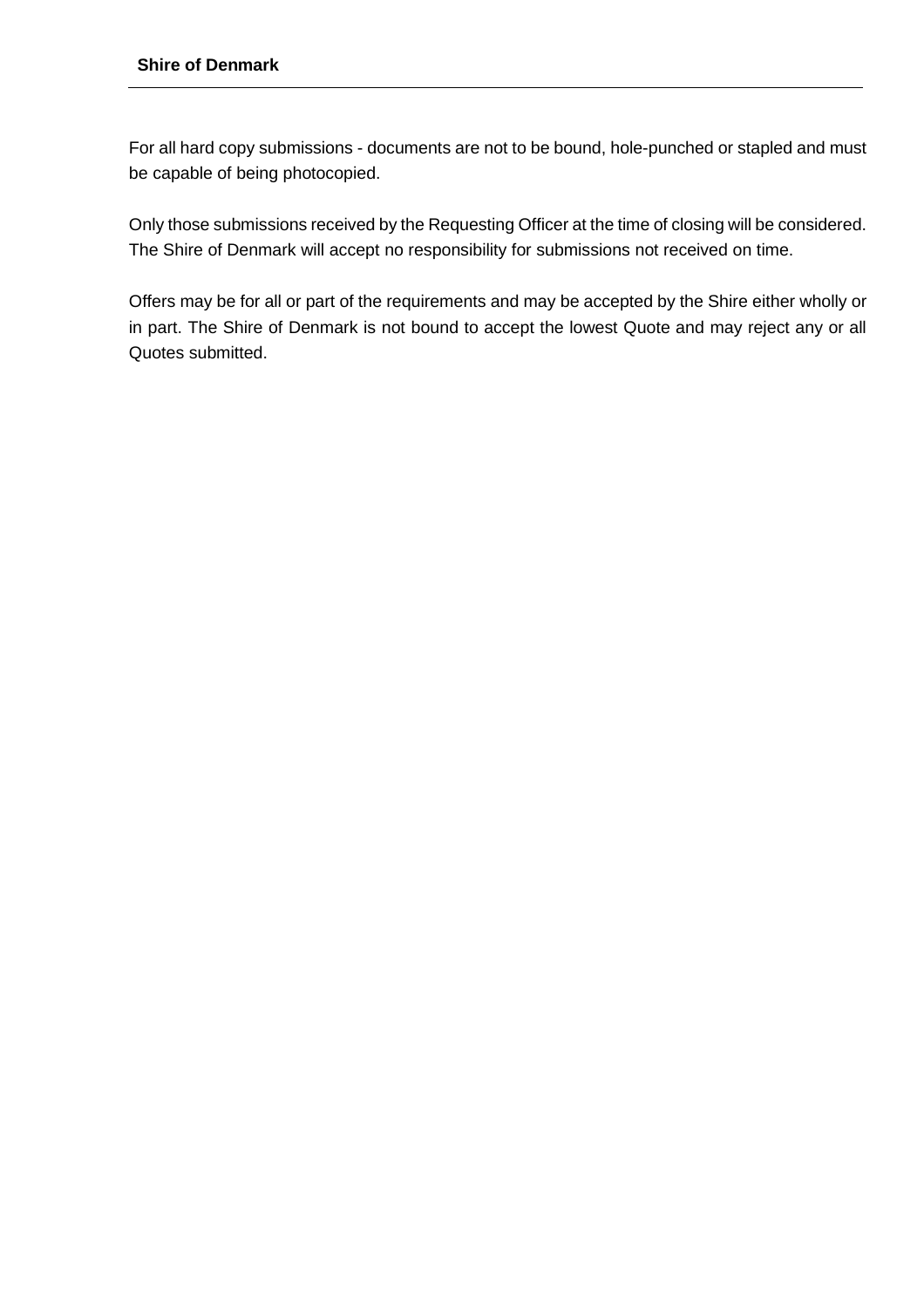For all hard copy submissions - documents are not to be bound, hole-punched or stapled and must be capable of being photocopied.

Only those submissions received by the Requesting Officer at the time of closing will be considered. The Shire of Denmark will accept no responsibility for submissions not received on time.

Offers may be for all or part of the requirements and may be accepted by the Shire either wholly or in part. The Shire of Denmark is not bound to accept the lowest Quote and may reject any or all Quotes submitted.